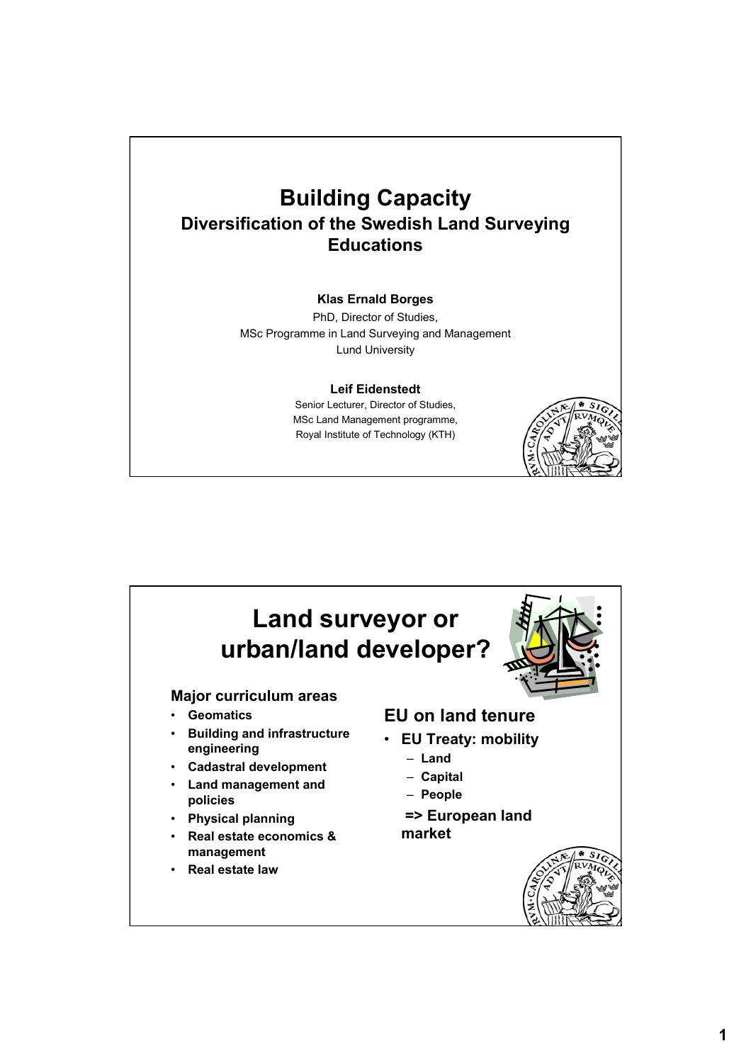# Building Capacity

## Diversification of the Swedish Land Surveying Educations

**Klas Ernald Borges**

PhD, Director of Studies,
MSc Programme in Land Surveying and Management
Lund University

**Leif Eidenstedt**

Senior Lecturer, Director of Studies,
MSc Land Management programme,
Royal Institute of Technology (KTH)

# Land surveyor or urban/land developer?

### Major curriculum areas

- **Geomatics**
- **Building and infrastructure engineering**
- **Cadastral development**
- **Land management and policies**
- **Physical planning**
- **Real estate economics & management**
- **Real estate law**

### EU on land tenure

- **EU Treaty: mobility**
  - **Land**
  - **Capital**
  - **People**

  **=> European land market**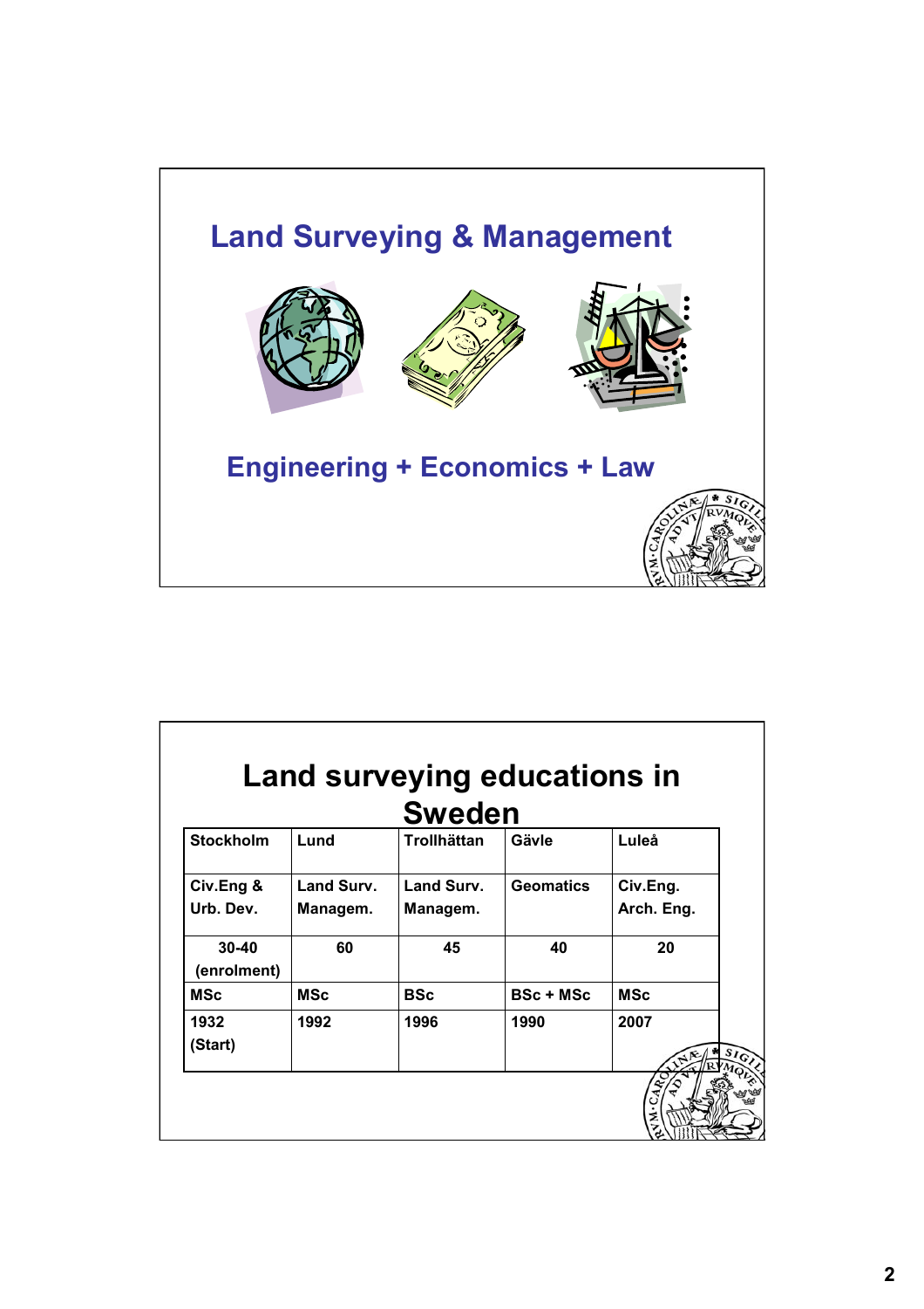## Land Surveying & Management

Engineering + Economics + Law

## Land surveying educations in Sweden

| Stockholm | Lund | Trollhättan | Gävle | Luleå |
|---|---|---|---|---|
| Civ.Eng & Urb. Dev. | Land Surv. Managem. | Land Surv. Managem. | Geomatics | Civ.Eng. Arch. Eng. |
| 30-40 (enrolment) | 60 | 45 | 40 | 20 |
| MSc | MSc | BSc | BSc + MSc | MSc |
| 1932 (Start) | 1992 | 1996 | 1990 | 2007 |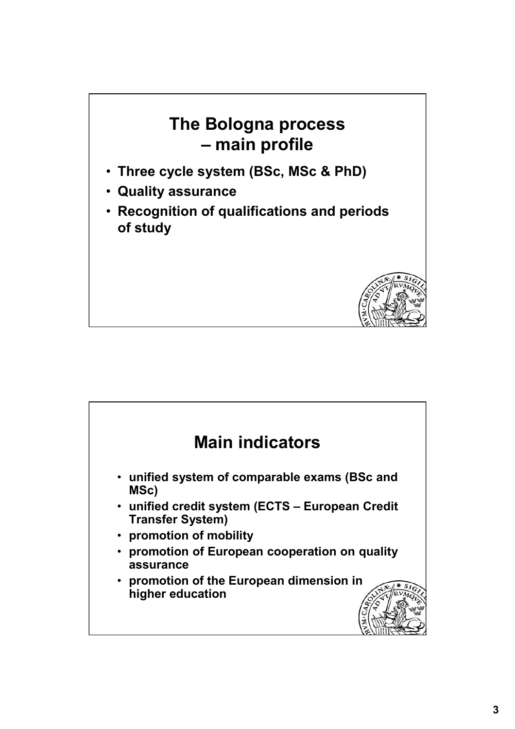## The Bologna process – main profile

- Three cycle system (BSc, MSc & PhD)
- Quality assurance
- Recognition of qualifications and periods of study

## Main indicators

- unified system of comparable exams (BSc and MSc)
- unified credit system (ECTS – European Credit Transfer System)
- promotion of mobility
- promotion of European cooperation on quality assurance
- promotion of the European dimension in higher education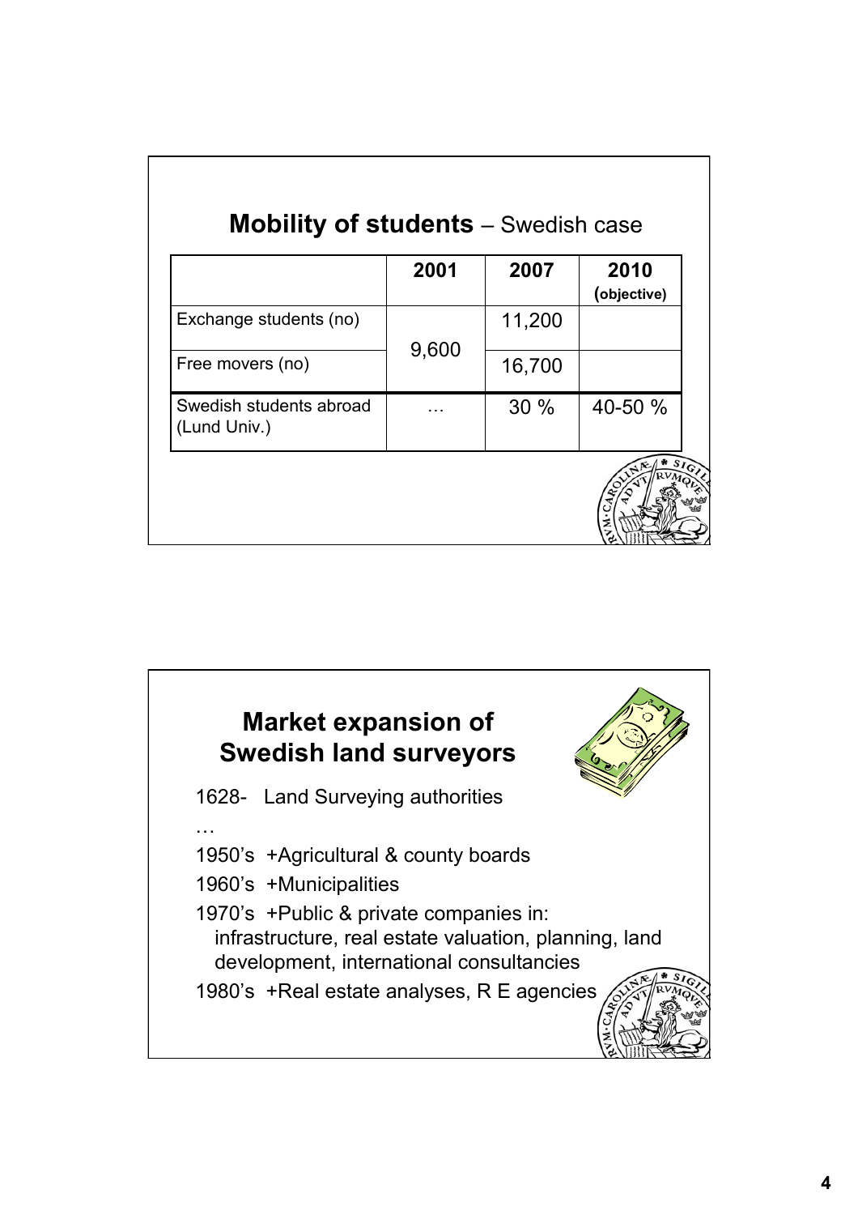## **Mobility of students** – Swedish case

| | 2001 | 2007 | 2010 (objective) |
|---|---|---|---|
| Exchange students (no) | 9,600 | 11,200 | |
| Free movers (no) | | 16,700 | |
| Swedish students abroad (Lund Univ.) | … | 30 % | 40-50 % |

## **Market expansion of Swedish land surveyors**

1628- Land Surveying authorities

…

1950's +Agricultural & county boards

1960's +Municipalities

1970's +Public & private companies in: infrastructure, real estate valuation, planning, land development, international consultancies

1980's +Real estate analyses, R E agencies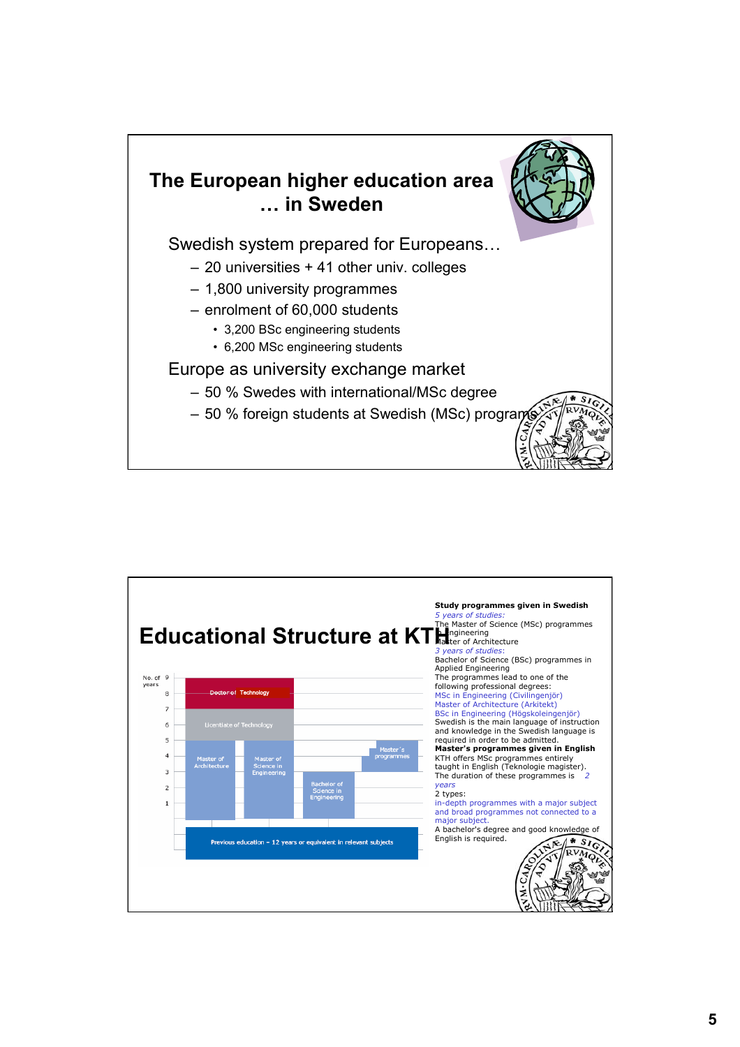## The European higher education area … in Sweden

Swedish system prepared for Europeans…

- 20 universities + 41 other univ. colleges
- 1,800 university programmes
- enrolment of 60,000 students
  - 3,200 BSc engineering students
  - 6,200 MSc engineering students

Europe as university exchange market

- 50 % Swedes with international/MSc degree
- 50 % foreign students at Swedish (MSc) programs

## Educational Structure at KTH

No. of years: 9, 8, 7, 6, 5, 4, 3, 2, 1

- Doctor of Technology
- Licentiate of Technology
- Master of Architecture
- Master of Science in Engineering
- Bachelor of Science in Engineering
- Master's programmes
- Previous education – 12 years or equivalent in relevant subjects

**Study programmes given in Swedish**

*5 years of studies:*
The Master of Science (MSc) programmes in Engineering
Master of Architecture
*3 years of studies:*
Bachelor of Science (BSc) programmes in Applied Engineering
The programmes lead to one of the following professional degrees:
MSc in Engineering (Civilingenjör)
Master of Architecture (Arkitekt)
BSc in Engineering (Högskoleingenjör)
Swedish is the main language of instruction and knowledge in the Swedish language is required in order to be admitted.

**Master's programmes given in English**

KTH offers MSc programmes entirely taught in English (Teknologie magister).
The duration of these programmes is *2 years*
2 types:
in-depth programmes with a major subject and broad programmes not connected to a major subject.
A bachelor's degree and good knowledge of English is required.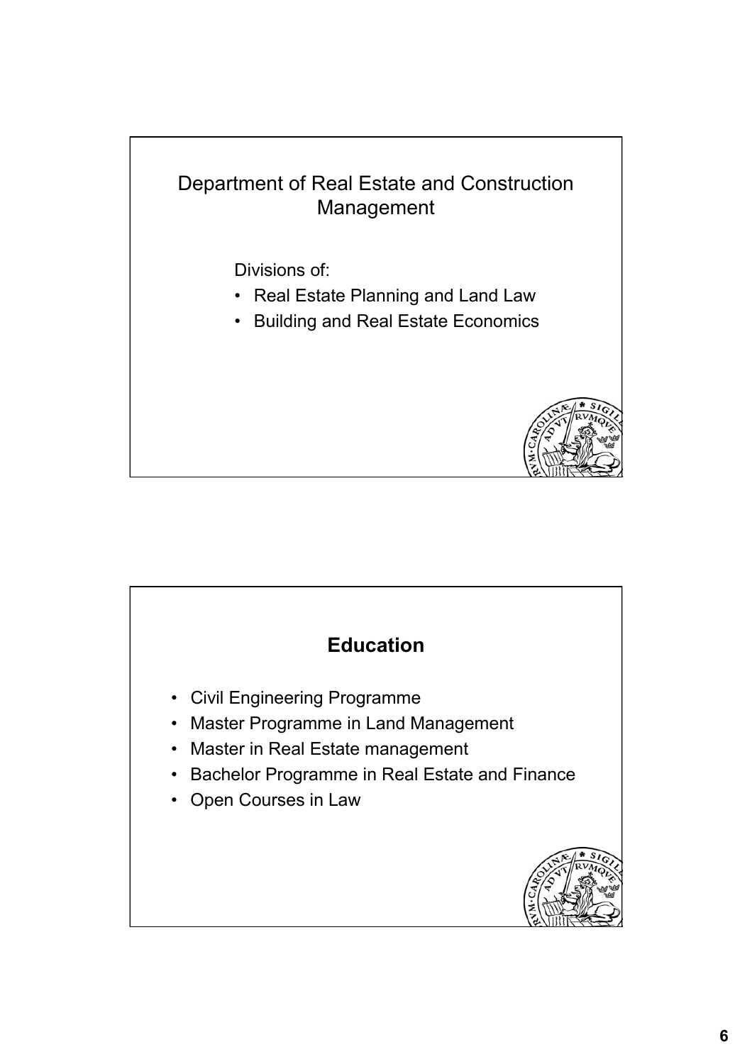## Department of Real Estate and Construction Management

Divisions of:

- Real Estate Planning and Land Law
- Building and Real Estate Economics

## Education

- Civil Engineering Programme
- Master Programme in Land Management
- Master in Real Estate management
- Bachelor Programme in Real Estate and Finance
- Open Courses in Law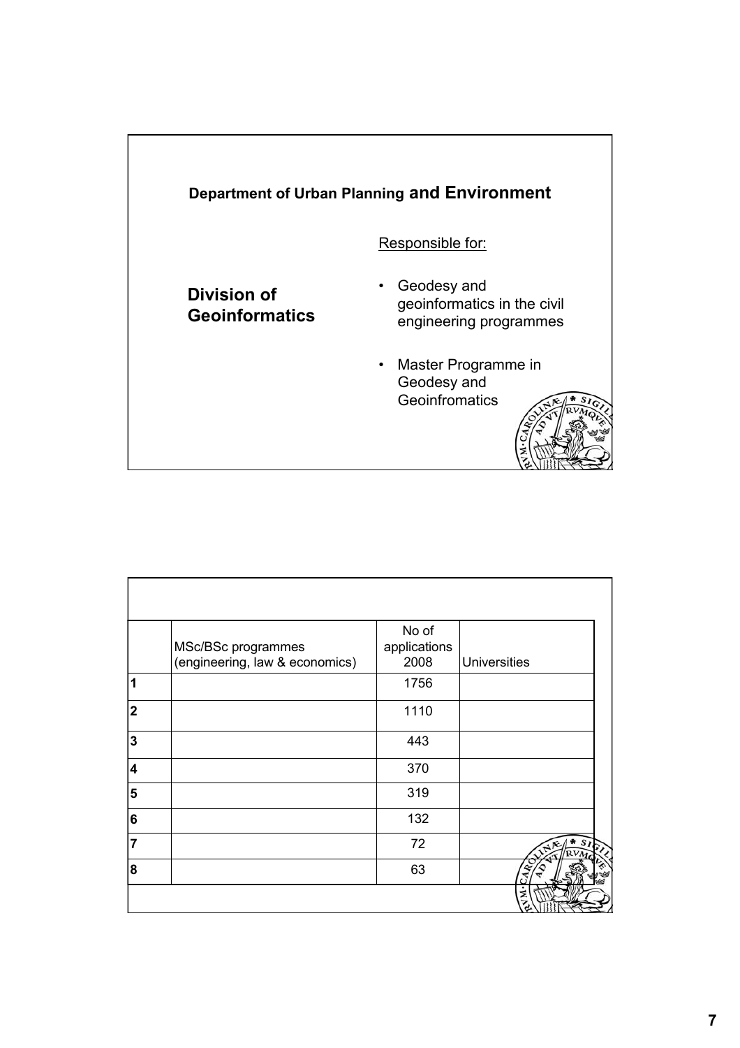## Department of Urban Planning and Environment

**Division of Geoinformatics**

Responsible for:

- Geodesy and geoinformatics in the civil engineering programmes
- Master Programme in Geodesy and Geoinfromatics

| | MSc/BSc programmes (engineering, law & economics) | No of applications 2008 | Universities |
|---|---|---|---|
| 1 | | 1756 | |
| 2 | | 1110 | |
| 3 | | 443 | |
| 4 | | 370 | |
| 5 | | 319 | |
| 6 | | 132 | |
| 7 | | 72 | |
| 8 | | 63 | |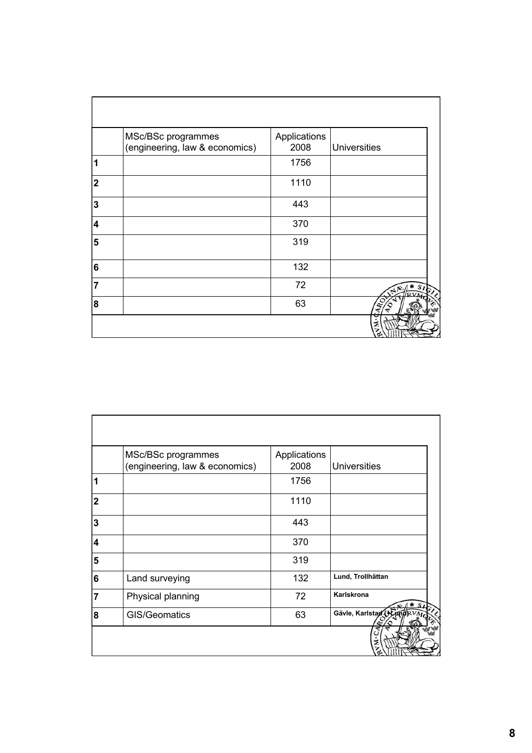| | MSc/BSc programmes (engineering, law & economics) | Applications 2008 | Universities |
|---|---|---|---|
| 1 | | 1756 | |
| 2 | | 1110 | |
| 3 | | 443 | |
| 4 | | 370 | |
| 5 | | 319 | |
| 6 | | 132 | |
| 7 | | 72 | |
| 8 | | 63 | |

| | MSc/BSc programmes (engineering, law & economics) | Applications 2008 | Universities |
|---|---|---|---|
| 1 | | 1756 | |
| 2 | | 1110 | |
| 3 | | 443 | |
| 4 | | 370 | |
| 5 | | 319 | |
| 6 | Land surveying | 132 | Lund, Trollhättan |
| 7 | Physical planning | 72 | Karlskrona |
| 8 | GIS/Geomatics | 63 | Gävle, Karlstad (+Lund) |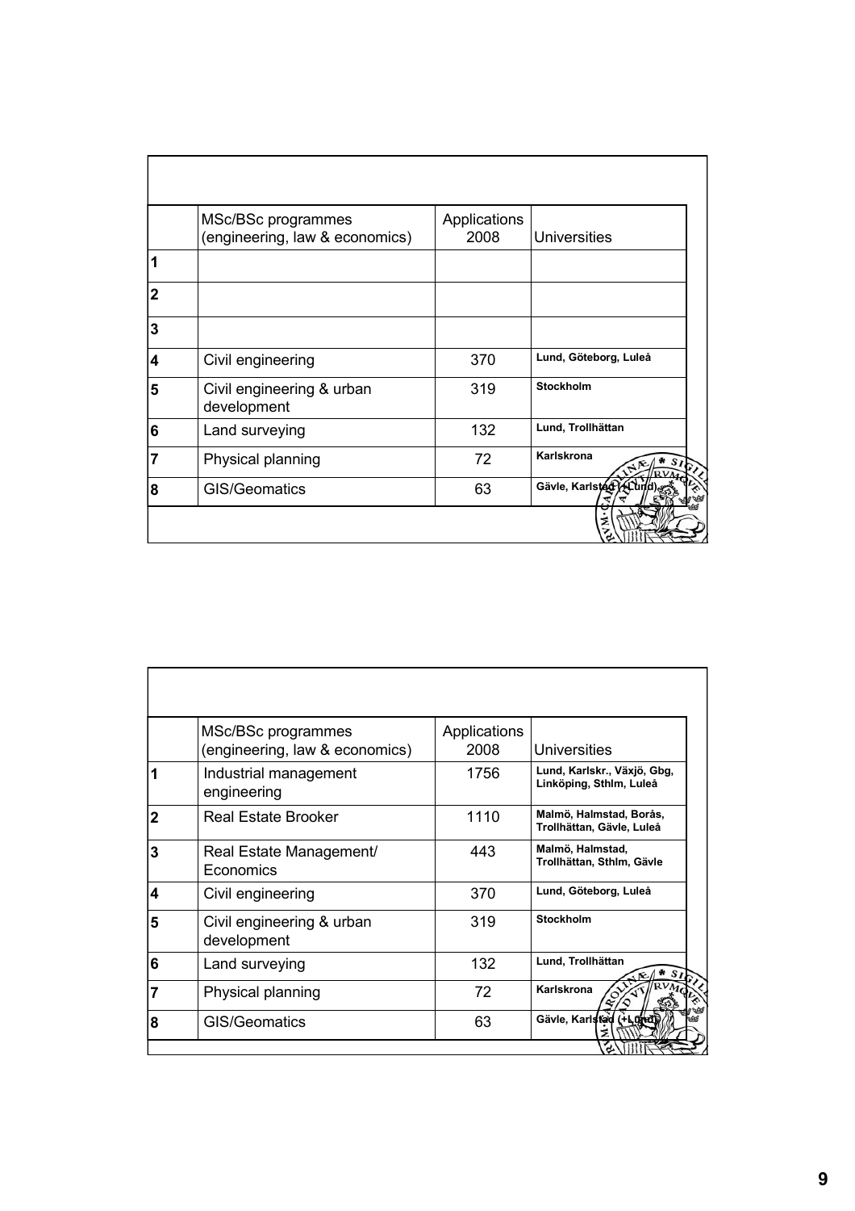| | MSc/BSc programmes (engineering, law & economics) | Applications 2008 | Universities |
|---|---|---|---|
| 1 | | | |
| 2 | | | |
| 3 | | | |
| 4 | Civil engineering | 370 | Lund, Göteborg, Luleå |
| 5 | Civil engineering & urban development | 319 | Stockholm |
| 6 | Land surveying | 132 | Lund, Trollhättan |
| 7 | Physical planning | 72 | Karlskrona |
| 8 | GIS/Geomatics | 63 | Gävle, Karlstad (+Lund) |

| | MSc/BSc programmes (engineering, law & economics) | Applications 2008 | Universities |
|---|---|---|---|
| 1 | Industrial management engineering | 1756 | Lund, Karlskr., Växjö, Gbg, Linköping, Sthlm, Luleå |
| 2 | Real Estate Brooker | 1110 | Malmö, Halmstad, Borås, Trollhättan, Gävle, Luleå |
| 3 | Real Estate Management/ Economics | 443 | Malmö, Halmstad, Trollhättan, Sthlm, Gävle |
| 4 | Civil engineering | 370 | Lund, Göteborg, Luleå |
| 5 | Civil engineering & urban development | 319 | Stockholm |
| 6 | Land surveying | 132 | Lund, Trollhättan |
| 7 | Physical planning | 72 | Karlskrona |
| 8 | GIS/Geomatics | 63 | Gävle, Karlstad (+Lund) |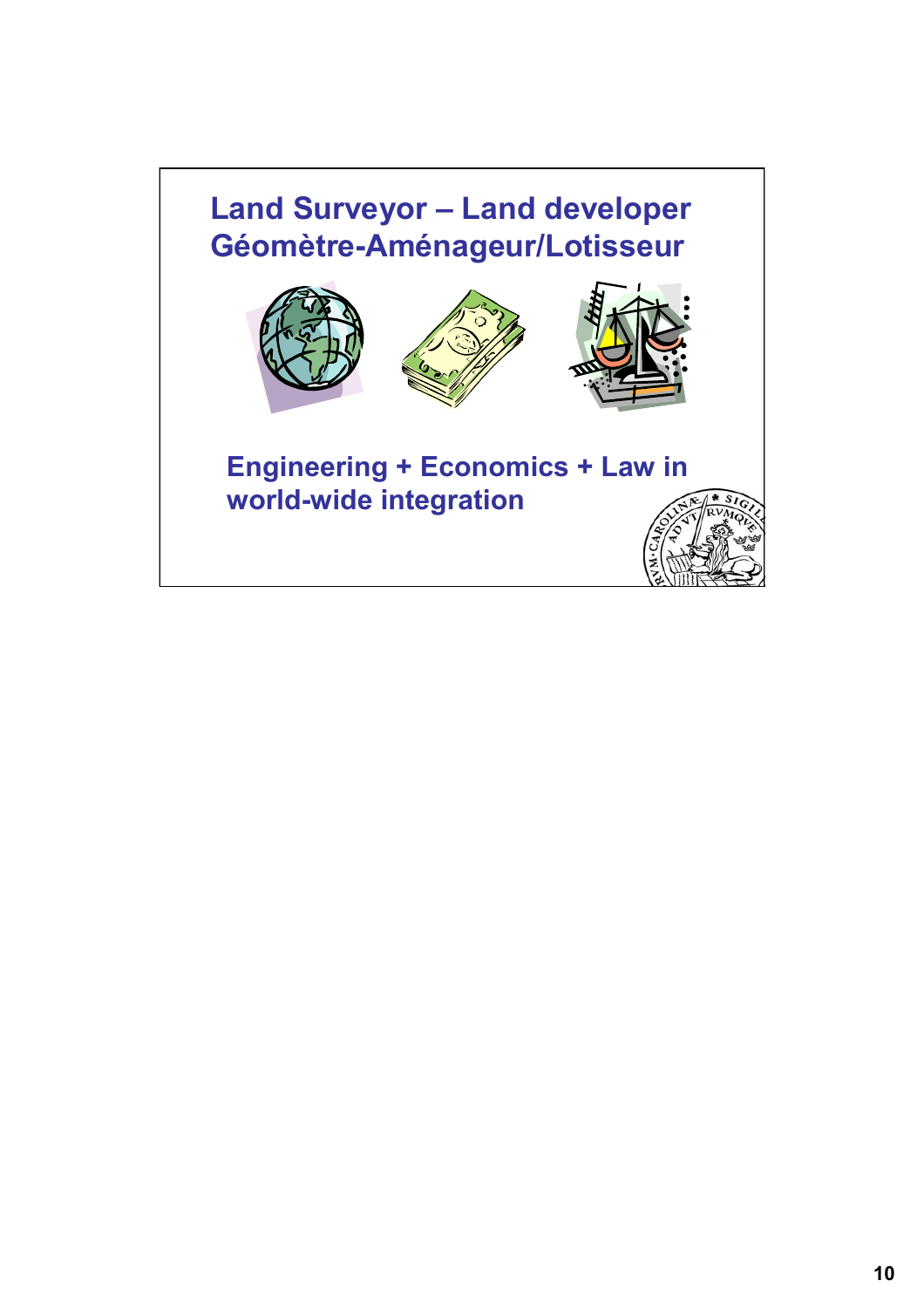## Land Surveyor – Land developer
## Géomètre-Aménageur/Lotisseur

**Engineering + Economics + Law in world-wide integration**